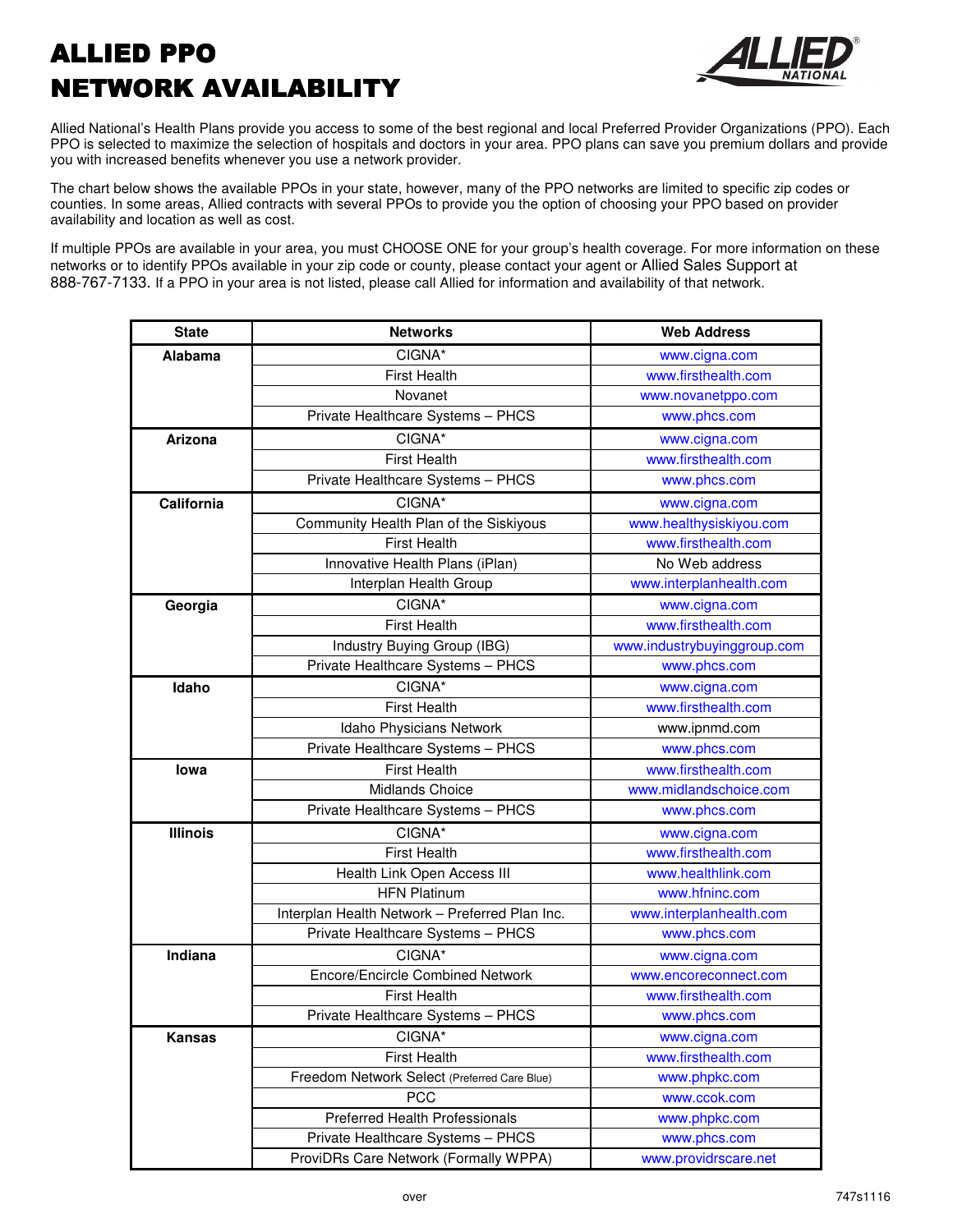# ALLIED PPO NETWORK AVAILABILITY

Allied National's Health Plans provide you access to some of the best regional and local Preferred Provider Organizations (PPO). Each PPO is selected to maximize the selection of hospitals and doctors in your area. PPO plans can save you premium dollars and provide you with increased benefits whenever you use a network provider.

The chart below shows the available PPOs in your state, however, many of the PPO networks are limited to specific zip codes or counties. In some areas, Allied contracts with several PPOs to provide you the option of choosing your PPO based on provider availability and location as well as cost.

If multiple PPOs are available in your area, you must CHOOSE ONE for your group's health coverage. For more information on these networks or to identify PPOs available in your zip code or county, please contact your agent or Allied Sales Support at 888-767-7133. If a PPO in your area is not listed, please call Allied for information and availability of that network.

| State | Networks | Web Address |
|---|---|---|
| Alabama | CIGNA* | www.cigna.com |
| | First Health | www.firsthealth.com |
| | Novanet | www.novanetppo.com |
| | Private Healthcare Systems – PHCS | www.phcs.com |
| Arizona | CIGNA* | www.cigna.com |
| | First Health | www.firsthealth.com |
| | Private Healthcare Systems – PHCS | www.phcs.com |
| California | CIGNA* | www.cigna.com |
| | Community Health Plan of the Siskiyous | www.healthysiskiyou.com |
| | First Health | www.firsthealth.com |
| | Innovative Health Plans (iPlan) | No Web address |
| | Interplan Health Group | www.interplanhealth.com |
| Georgia | CIGNA* | www.cigna.com |
| | First Health | www.firsthealth.com |
| | Industry Buying Group (IBG) | www.industrybuyinggroup.com |
| | Private Healthcare Systems – PHCS | www.phcs.com |
| Idaho | CIGNA* | www.cigna.com |
| | First Health | www.firsthealth.com |
| | Idaho Physicians Network | www.ipnmd.com |
| | Private Healthcare Systems – PHCS | www.phcs.com |
| Iowa | First Health | www.firsthealth.com |
| | Midlands Choice | www.midlandschoice.com |
| | Private Healthcare Systems – PHCS | www.phcs.com |
| Illinois | CIGNA* | www.cigna.com |
| | First Health | www.firsthealth.com |
| | Health Link Open Access III | www.healthlink.com |
| | HFN Platinum | www.hfninc.com |
| | Interplan Health Network – Preferred Plan Inc. | www.interplanhealth.com |
| | Private Healthcare Systems – PHCS | www.phcs.com |
| Indiana | CIGNA* | www.cigna.com |
| | Encore/Encircle Combined Network | www.encoreconnect.com |
| | First Health | www.firsthealth.com |
| | Private Healthcare Systems – PHCS | www.phcs.com |
| Kansas | CIGNA* | www.cigna.com |
| | First Health | www.firsthealth.com |
| | Freedom Network Select (Preferred Care Blue) | www.phpkc.com |
| | PCC | www.ccok.com |
| | Preferred Health Professionals | www.phpkc.com |
| | Private Healthcare Systems – PHCS | www.phcs.com |
| | ProviDRs Care Network (Formally WPPA) | www.providrscare.net |

over

747s1116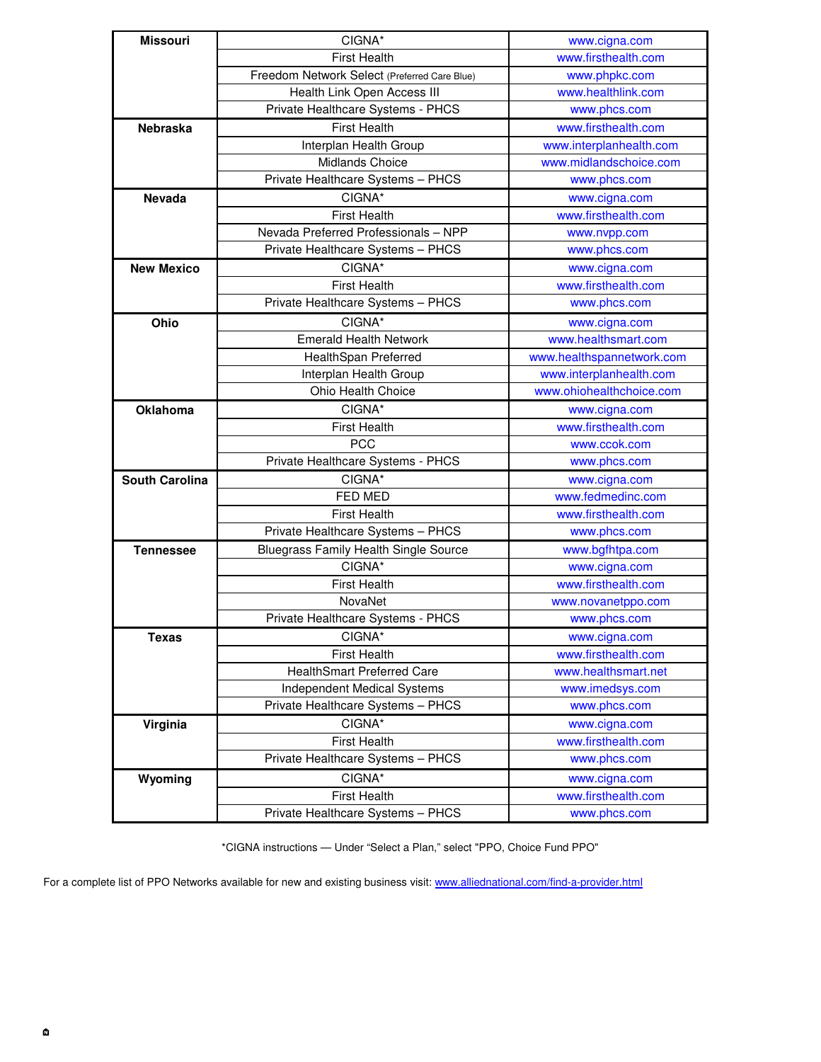| | | |
|---|---|---|
| **Missouri** | CIGNA* | www.cigna.com |
| | First Health | www.firsthealth.com |
| | Freedom Network Select (Preferred Care Blue) | www.phpkc.com |
| | Health Link Open Access III | www.healthlink.com |
| | Private Healthcare Systems - PHCS | www.phcs.com |
| **Nebraska** | First Health | www.firsthealth.com |
| | Interplan Health Group | www.interplanhealth.com |
| | Midlands Choice | www.midlandschoice.com |
| | Private Healthcare Systems – PHCS | www.phcs.com |
| **Nevada** | CIGNA* | www.cigna.com |
| | First Health | www.firsthealth.com |
| | Nevada Preferred Professionals – NPP | www.nvpp.com |
| | Private Healthcare Systems – PHCS | www.phcs.com |
| **New Mexico** | CIGNA* | www.cigna.com |
| | First Health | www.firsthealth.com |
| | Private Healthcare Systems – PHCS | www.phcs.com |
| **Ohio** | CIGNA* | www.cigna.com |
| | Emerald Health Network | www.healthsmart.com |
| | HealthSpan Preferred | www.healthspannetwork.com |
| | Interplan Health Group | www.interplanhealth.com |
| | Ohio Health Choice | www.ohiohealthchoice.com |
| **Oklahoma** | CIGNA* | www.cigna.com |
| | First Health | www.firsthealth.com |
| | PCC | www.ccok.com |
| | Private Healthcare Systems - PHCS | www.phcs.com |
| **South Carolina** | CIGNA* | www.cigna.com |
| | FED MED | www.fedmedinc.com |
| | First Health | www.firsthealth.com |
| | Private Healthcare Systems – PHCS | www.phcs.com |
| **Tennessee** | Bluegrass Family Health Single Source | www.bgfhtpa.com |
| | CIGNA* | www.cigna.com |
| | First Health | www.firsthealth.com |
| | NovaNet | www.novanetppo.com |
| | Private Healthcare Systems - PHCS | www.phcs.com |
| **Texas** | CIGNA* | www.cigna.com |
| | First Health | www.firsthealth.com |
| | HealthSmart Preferred Care | www.healthsmart.net |
| | Independent Medical Systems | www.imedsys.com |
| | Private Healthcare Systems – PHCS | www.phcs.com |
| **Virginia** | CIGNA* | www.cigna.com |
| | First Health | www.firsthealth.com |
| | Private Healthcare Systems – PHCS | www.phcs.com |
| **Wyoming** | CIGNA* | www.cigna.com |
| | First Health | www.firsthealth.com |
| | Private Healthcare Systems – PHCS | www.phcs.com |

*CIGNA instructions — Under "Select a Plan," select "PPO, Choice Fund PPO"

For a complete list of PPO Networks available for new and existing business visit: www.alliednational.com/find-a-provider.html